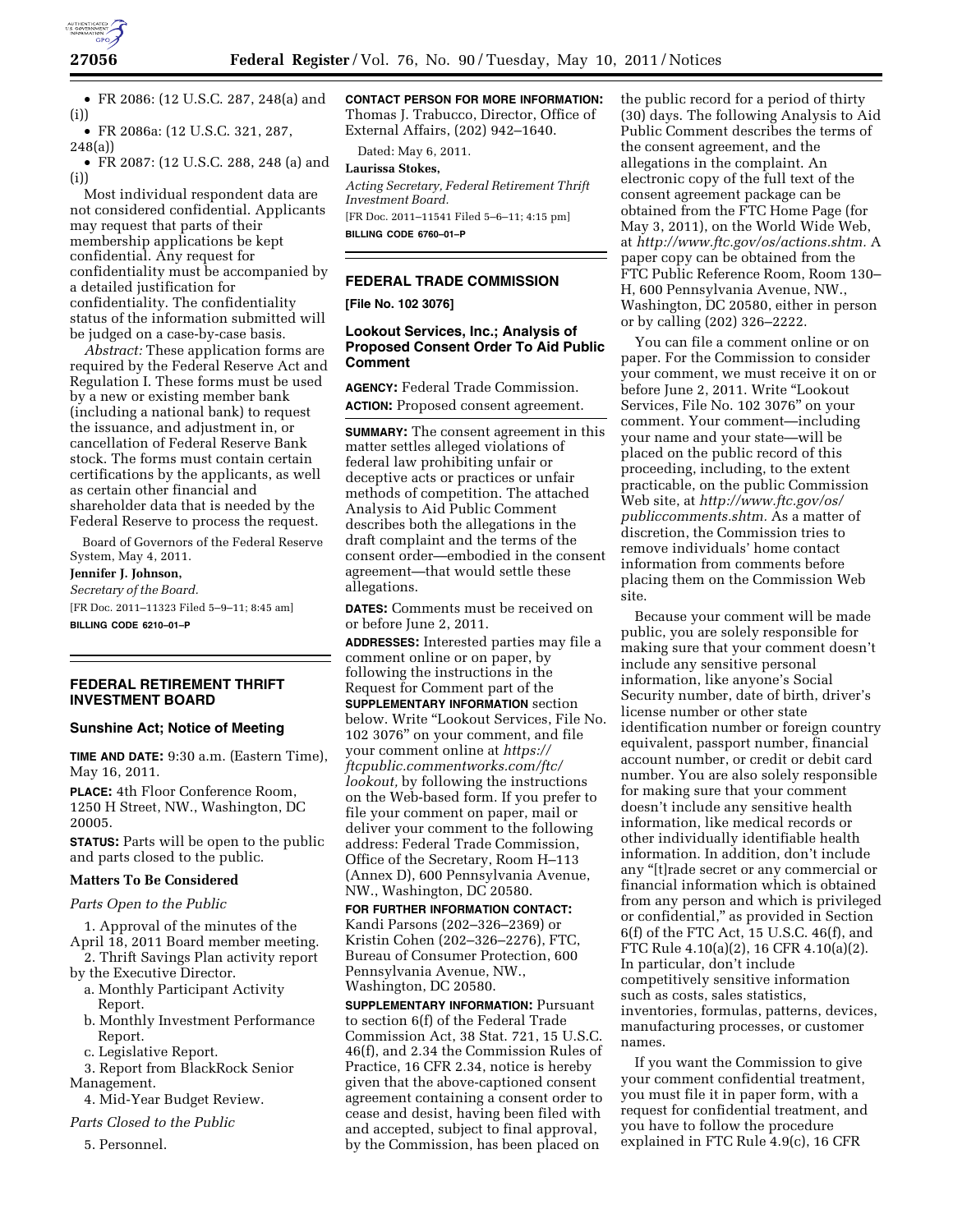- FR 2086: (12 U.S.C. 287, 248(a) and (i))
- FR 2086a: (12 U.S.C. 321, 287, 248(a))
- FR 2087: (12 U.S.C. 288, 248 (a) and (i))

Most individual respondent data are not considered confidential. Applicants may request that parts of their membership applications be kept confidential. Any request for confidentiality must be accompanied by a detailed justification for confidentiality. The confidentiality status of the information submitted will be judged on a case-by-case basis.

*Abstract:* These application forms are required by the Federal Reserve Act and Regulation I. These forms must be used by a new or existing member bank (including a national bank) to request the issuance, and adjustment in, or cancellation of Federal Reserve Bank stock. The forms must contain certain certifications by the applicants, as well as certain other financial and shareholder data that is needed by the Federal Reserve to process the request.

Board of Governors of the Federal Reserve System, May 4, 2011.

**Jennifer J. Johnson,**

*Secretary of the Board.*

[FR Doc. 2011–11323 Filed 5–9–11; 8:45 am]

**BILLING CODE 6210–01–P**

## FEDERAL RETIREMENT THRIFT INVESTMENT BOARD

### Sunshine Act; Notice of Meeting

**TIME AND DATE:** 9:30 a.m. (Eastern Time), May 16, 2011.

**PLACE:** 4th Floor Conference Room, 1250 H Street, NW., Washington, DC 20005.

**STATUS:** Parts will be open to the public and parts closed to the public.

### Matters To Be Considered

*Parts Open to the Public*

1. Approval of the minutes of the April 18, 2011 Board member meeting.
2. Thrift Savings Plan activity report by the Executive Director.
   a. Monthly Participant Activity Report.
   b. Monthly Investment Performance Report.
   c. Legislative Report.
3. Report from BlackRock Senior Management.
4. Mid-Year Budget Review.

*Parts Closed to the Public*

5. Personnel.

**CONTACT PERSON FOR MORE INFORMATION:** Thomas J. Trabucco, Director, Office of External Affairs, (202) 942–1640.

Dated: May 6, 2011.

**Laurissa Stokes,**

*Acting Secretary, Federal Retirement Thrift Investment Board.*

[FR Doc. 2011–11541 Filed 5–6–11; 4:15 pm]

**BILLING CODE 6760–01–P**

## FEDERAL TRADE COMMISSION

**[File No. 102 3076]**

### Lookout Services, Inc.; Analysis of Proposed Consent Order To Aid Public Comment

**AGENCY:** Federal Trade Commission.

**ACTION:** Proposed consent agreement.

**SUMMARY:** The consent agreement in this matter settles alleged violations of federal law prohibiting unfair or deceptive acts or practices or unfair methods of competition. The attached Analysis to Aid Public Comment describes both the allegations in the draft complaint and the terms of the consent order—embodied in the consent agreement—that would settle these allegations.

**DATES:** Comments must be received on or before June 2, 2011.

**ADDRESSES:** Interested parties may file a comment online or on paper, by following the instructions in the Request for Comment part of the **SUPPLEMENTARY INFORMATION** section below. Write "Lookout Services, File No. 102 3076" on your comment, and file your comment online at *https://ftcpublic.commentworks.com/ftc/lookout,* by following the instructions on the Web-based form. If you prefer to file your comment on paper, mail or deliver your comment to the following address: Federal Trade Commission, Office of the Secretary, Room H–113 (Annex D), 600 Pennsylvania Avenue, NW., Washington, DC 20580.

**FOR FURTHER INFORMATION CONTACT:** Kandi Parsons (202–326–2369) or Kristin Cohen (202–326–2276), FTC, Bureau of Consumer Protection, 600 Pennsylvania Avenue, NW., Washington, DC 20580.

**SUPPLEMENTARY INFORMATION:** Pursuant to section 6(f) of the Federal Trade Commission Act, 38 Stat. 721, 15 U.S.C. 46(f), and 2.34 the Commission Rules of Practice, 16 CFR 2.34, notice is hereby given that the above-captioned consent agreement containing a consent order to cease and desist, having been filed with and accepted, subject to final approval, by the Commission, has been placed on the public record for a period of thirty (30) days. The following Analysis to Aid Public Comment describes the terms of the consent agreement, and the allegations in the complaint. An electronic copy of the full text of the consent agreement package can be obtained from the FTC Home Page (for May 3, 2011), on the World Wide Web, at *http://www.ftc.gov/os/actions.shtm.* A paper copy can be obtained from the FTC Public Reference Room, Room 130–H, 600 Pennsylvania Avenue, NW., Washington, DC 20580, either in person or by calling (202) 326–2222.

You can file a comment online or on paper. For the Commission to consider your comment, we must receive it on or before June 2, 2011. Write "Lookout Services, File No. 102 3076" on your comment. Your comment—including your name and your state—will be placed on the public record of this proceeding, including, to the extent practicable, on the public Commission Web site, at *http://www.ftc.gov/os/publiccomments.shtm.* As a matter of discretion, the Commission tries to remove individuals' home contact information from comments before placing them on the Commission Web site.

Because your comment will be made public, you are solely responsible for making sure that your comment doesn't include any sensitive personal information, like anyone's Social Security number, date of birth, driver's license number or other state identification number or foreign country equivalent, passport number, financial account number, or credit or debit card number. You are also solely responsible for making sure that your comment doesn't include any sensitive health information, like medical records or other individually identifiable health information. In addition, don't include any "[t]rade secret or any commercial or financial information which is obtained from any person and which is privileged or confidential," as provided in Section 6(f) of the FTC Act, 15 U.S.C. 46(f), and FTC Rule 4.10(a)(2), 16 CFR 4.10(a)(2). In particular, don't include competitively sensitive information such as costs, sales statistics, inventories, formulas, patterns, devices, manufacturing processes, or customer names.

If you want the Commission to give your comment confidential treatment, you must file it in paper form, with a request for confidential treatment, and you have to follow the procedure explained in FTC Rule 4.9(c), 16 CFR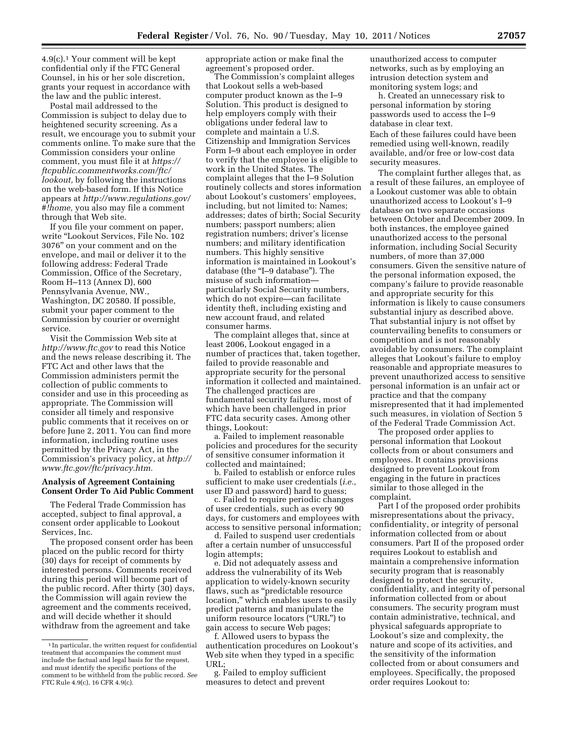4.9(c).[1] Your comment will be kept confidential only if the FTC General Counsel, in his or her sole discretion, grants your request in accordance with the law and the public interest.

Postal mail addressed to the Commission is subject to delay due to heightened security screening. As a result, we encourage you to submit your comments online. To make sure that the Commission considers your online comment, you must file it at *https://ftcpublic.commentworks.com/ftc/lookout,* by following the instructions on the web-based form. If this Notice appears at *http://www.regulations.gov/#!home,* you also may file a comment through that Web site.

If you file your comment on paper, write "Lookout Services, File No. 102 3076" on your comment and on the envelope, and mail or deliver it to the following address: Federal Trade Commission, Office of the Secretary, Room H–113 (Annex D), 600 Pennsylvania Avenue, NW., Washington, DC 20580. If possible, submit your paper comment to the Commission by courier or overnight service.

Visit the Commission Web site at *http://www.ftc.gov* to read this Notice and the news release describing it. The FTC Act and other laws that the Commission administers permit the collection of public comments to consider and use in this proceeding as appropriate. The Commission will consider all timely and responsive public comments that it receives on or before June 2, 2011. You can find more information, including routine uses permitted by the Privacy Act, in the Commission's privacy policy, at *http://www.ftc.gov/ftc/privacy.htm.*

**Analysis of Agreement Containing Consent Order To Aid Public Comment**

The Federal Trade Commission has accepted, subject to final approval, a consent order applicable to Lookout Services, Inc.

The proposed consent order has been placed on the public record for thirty (30) days for receipt of comments by interested persons. Comments received during this period will become part of the public record. After thirty (30) days, the Commission will again review the agreement and the comments received, and will decide whether it should withdraw from the agreement and take appropriate action or make final the agreement's proposed order.

The Commission's complaint alleges that Lookout sells a web-based computer product known as the I–9 Solution. This product is designed to help employers comply with their obligations under federal law to complete and maintain a U.S. Citizenship and Immigration Services Form I–9 about each employee in order to verify that the employee is eligible to work in the United States. The complaint alleges that the I–9 Solution routinely collects and stores information about Lookout's customers' employees, including, but not limited to: Names; addresses; dates of birth; Social Security numbers; passport numbers; alien registration numbers; driver's license numbers; and military identification numbers. This highly sensitive information is maintained in Lookout's database (the "I–9 database"). The misuse of such information—particularly Social Security numbers, which do not expire—can facilitate identity theft, including existing and new account fraud, and related consumer harms.

The complaint alleges that, since at least 2006, Lookout engaged in a number of practices that, taken together, failed to provide reasonable and appropriate security for the personal information it collected and maintained. The challenged practices are fundamental security failures, most of which have been challenged in prior FTC data security cases. Among other things, Lookout:

a. Failed to implement reasonable policies and procedures for the security of sensitive consumer information it collected and maintained;

b. Failed to establish or enforce rules sufficient to make user credentials (*i.e.,* user ID and password) hard to guess;

c. Failed to require periodic changes of user credentials, such as every 90 days, for customers and employees with access to sensitive personal information;

d. Failed to suspend user credentials after a certain number of unsuccessful login attempts;

e. Did not adequately assess and address the vulnerability of its Web application to widely-known security flaws, such as "predictable resource location," which enables users to easily predict patterns and manipulate the uniform resource locators ("URL") to gain access to secure Web pages;

f. Allowed users to bypass the authentication procedures on Lookout's Web site when they typed in a specific URL;

g. Failed to employ sufficient measures to detect and prevent unauthorized access to computer networks, such as by employing an intrusion detection system and monitoring system logs; and

h. Created an unnecessary risk to personal information by storing passwords used to access the I–9 database in clear text.

Each of these failures could have been remedied using well-known, readily available, and/or free or low-cost data security measures.

The complaint further alleges that, as a result of these failures, an employee of a Lookout customer was able to obtain unauthorized access to Lookout's I–9 database on two separate occasions between October and December 2009. In both instances, the employee gained unauthorized access to the personal information, including Social Security numbers, of more than 37,000 consumers. Given the sensitive nature of the personal information exposed, the company's failure to provide reasonable and appropriate security for this information is likely to cause consumers substantial injury as described above. That substantial injury is not offset by countervailing benefits to consumers or competition and is not reasonably avoidable by consumers. The complaint alleges that Lookout's failure to employ reasonable and appropriate measures to prevent unauthorized access to sensitive personal information is an unfair act or practice and that the company misrepresented that it had implemented such measures, in violation of Section 5 of the Federal Trade Commission Act.

The proposed order applies to personal information that Lookout collects from or about consumers and employees. It contains provisions designed to prevent Lookout from engaging in the future in practices similar to those alleged in the complaint.

Part I of the proposed order prohibits misrepresentations about the privacy, confidentiality, or integrity of personal information collected from or about consumers. Part II of the proposed order requires Lookout to establish and maintain a comprehensive information security program that is reasonably designed to protect the security, confidentiality, and integrity of personal information collected from or about consumers. The security program must contain administrative, technical, and physical safeguards appropriate to Lookout's size and complexity, the nature and scope of its activities, and the sensitivity of the information collected from or about consumers and employees. Specifically, the proposed order requires Lookout to:

---

[1] In particular, the written request for confidential treatment that accompanies the comment must include the factual and legal basis for the request, and must identify the specific portions of the comment to be withheld from the public record. *See* FTC Rule 4.9(c), 16 CFR 4.9(c).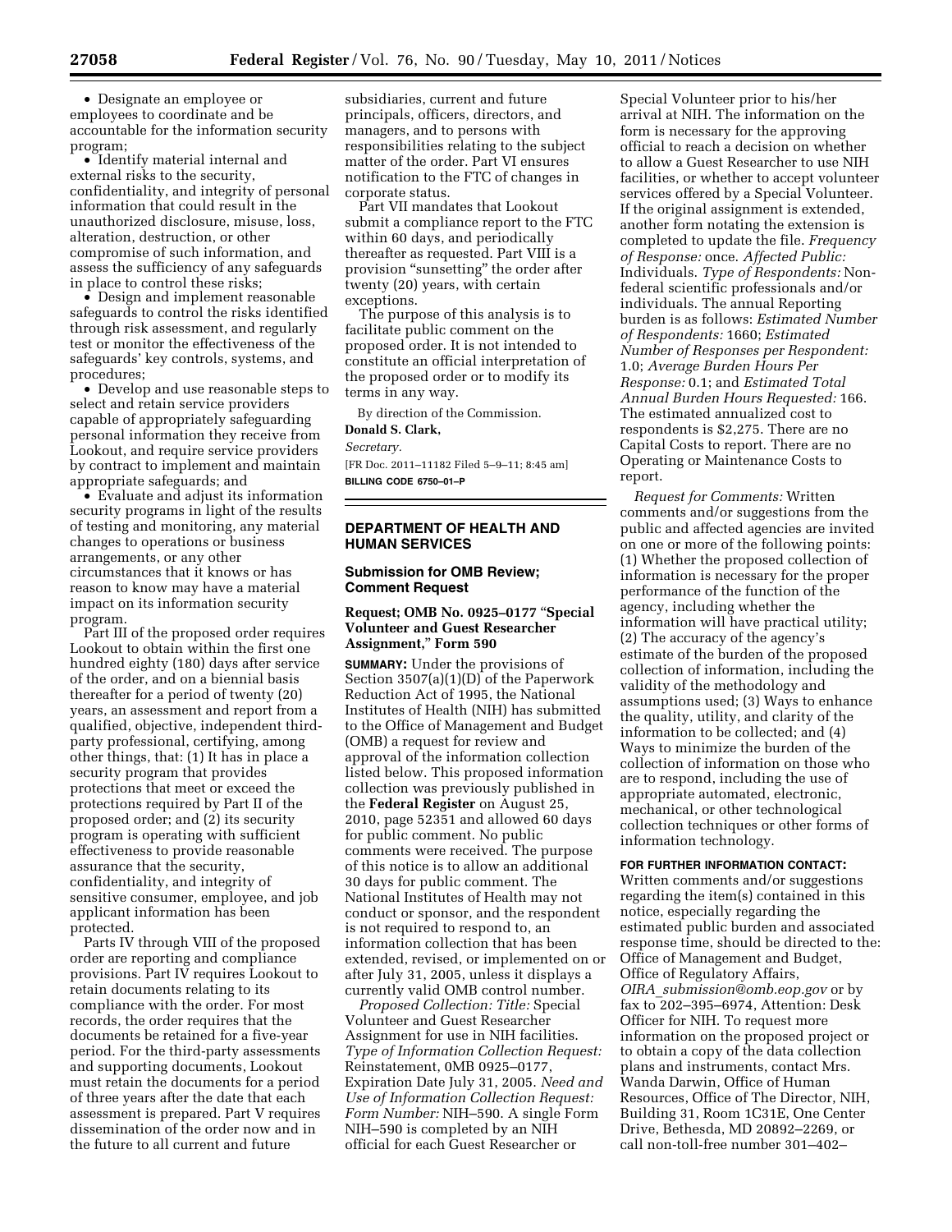- Designate an employee or employees to coordinate and be accountable for the information security program;
- Identify material internal and external risks to the security, confidentiality, and integrity of personal information that could result in the unauthorized disclosure, misuse, loss, alteration, destruction, or other compromise of such information, and assess the sufficiency of any safeguards in place to control these risks;
- Design and implement reasonable safeguards to control the risks identified through risk assessment, and regularly test or monitor the effectiveness of the safeguards' key controls, systems, and procedures;
- Develop and use reasonable steps to select and retain service providers capable of appropriately safeguarding personal information they receive from Lookout, and require service providers by contract to implement and maintain appropriate safeguards; and
- Evaluate and adjust its information security programs in light of the results of testing and monitoring, any material changes to operations or business arrangements, or any other circumstances that it knows or has reason to know may have a material impact on its information security program.

Part III of the proposed order requires Lookout to obtain within the first one hundred eighty (180) days after service of the order, and on a biennial basis thereafter for a period of twenty (20) years, an assessment and report from a qualified, objective, independent third-party professional, certifying, among other things, that: (1) It has in place a security program that provides protections that meet or exceed the protections required by Part II of the proposed order; and (2) its security program is operating with sufficient effectiveness to provide reasonable assurance that the security, confidentiality, and integrity of sensitive consumer, employee, and job applicant information has been protected.

Parts IV through VIII of the proposed order are reporting and compliance provisions. Part IV requires Lookout to retain documents relating to its compliance with the order. For most records, the order requires that the documents be retained for a five-year period. For the third-party assessments and supporting documents, Lookout must retain the documents for a period of three years after the date that each assessment is prepared. Part V requires dissemination of the order now and in the future to all current and future subsidiaries, current and future principals, officers, directors, and managers, and to persons with responsibilities relating to the subject matter of the order. Part VI ensures notification to the FTC of changes in corporate status.

Part VII mandates that Lookout submit a compliance report to the FTC within 60 days, and periodically thereafter as requested. Part VIII is a provision "sunsetting" the order after twenty (20) years, with certain exceptions.

The purpose of this analysis is to facilitate public comment on the proposed order. It is not intended to constitute an official interpretation of the proposed order or to modify its terms in any way.

By direction of the Commission.

**Donald S. Clark,**

*Secretary.*

[FR Doc. 2011–11182 Filed 5–9–11; 8:45 am]

**BILLING CODE 6750–01–P**

## DEPARTMENT OF HEALTH AND HUMAN SERVICES

### Submission for OMB Review; Comment Request

#### Request; OMB No. 0925–0177 "Special Volunteer and Guest Researcher Assignment," Form 590

**SUMMARY:** Under the provisions of Section 3507(a)(1)(D) of the Paperwork Reduction Act of 1995, the National Institutes of Health (NIH) has submitted to the Office of Management and Budget (OMB) a request for review and approval of the information collection listed below. This proposed information collection was previously published in the **Federal Register** on August 25, 2010, page 52351 and allowed 60 days for public comment. No public comments were received. The purpose of this notice is to allow an additional 30 days for public comment. The National Institutes of Health may not conduct or sponsor, and the respondent is not required to respond to, an information collection that has been extended, revised, or implemented on or after July 31, 2005, unless it displays a currently valid OMB control number.

*Proposed Collection: Title:* Special Volunteer and Guest Researcher Assignment for use in NIH facilities. *Type of Information Collection Request:* Reinstatement, 0MB 0925–0177, Expiration Date July 31, 2005. *Need and Use of Information Collection Request: Form Number:* NIH–590. A single Form NIH–590 is completed by an NIH official for each Guest Researcher or Special Volunteer prior to his/her arrival at NIH. The information on the form is necessary for the approving official to reach a decision on whether to allow a Guest Researcher to use NIH facilities, or whether to accept volunteer services offered by a Special Volunteer. If the original assignment is extended, another form notating the extension is completed to update the file. *Frequency of Response:* once. *Affected Public:* Individuals. *Type of Respondents:* Non-federal scientific professionals and/or individuals. The annual Reporting burden is as follows: *Estimated Number of Respondents:* 1660; *Estimated Number of Responses per Respondent:* 1.0; *Average Burden Hours Per Response:* 0.1; and *Estimated Total Annual Burden Hours Requested:* 166. The estimated annualized cost to respondents is $2,275. There are no Capital Costs to report. There are no Operating or Maintenance Costs to report.

*Request for Comments:* Written comments and/or suggestions from the public and affected agencies are invited on one or more of the following points: (1) Whether the proposed collection of information is necessary for the proper performance of the function of the agency, including whether the information will have practical utility; (2) The accuracy of the agency's estimate of the burden of the proposed collection of information, including the validity of the methodology and assumptions used; (3) Ways to enhance the quality, utility, and clarity of the information to be collected; and (4) Ways to minimize the burden of the collection of information on those who are to respond, including the use of appropriate automated, electronic, mechanical, or other technological collection techniques or other forms of information technology.

**FOR FURTHER INFORMATION CONTACT:** Written comments and/or suggestions regarding the item(s) contained in this notice, especially regarding the estimated public burden and associated response time, should be directed to the: Office of Management and Budget, Office of Regulatory Affairs, *OIRA_submission@omb.eop.gov* or by fax to 202–395–6974, Attention: Desk Officer for NIH. To request more information on the proposed project or to obtain a copy of the data collection plans and instruments, contact Mrs. Wanda Darwin, Office of Human Resources, Office of The Director, NIH, Building 31, Room 1C31E, One Center Drive, Bethesda, MD 20892–2269, or call non-toll-free number 301–402–